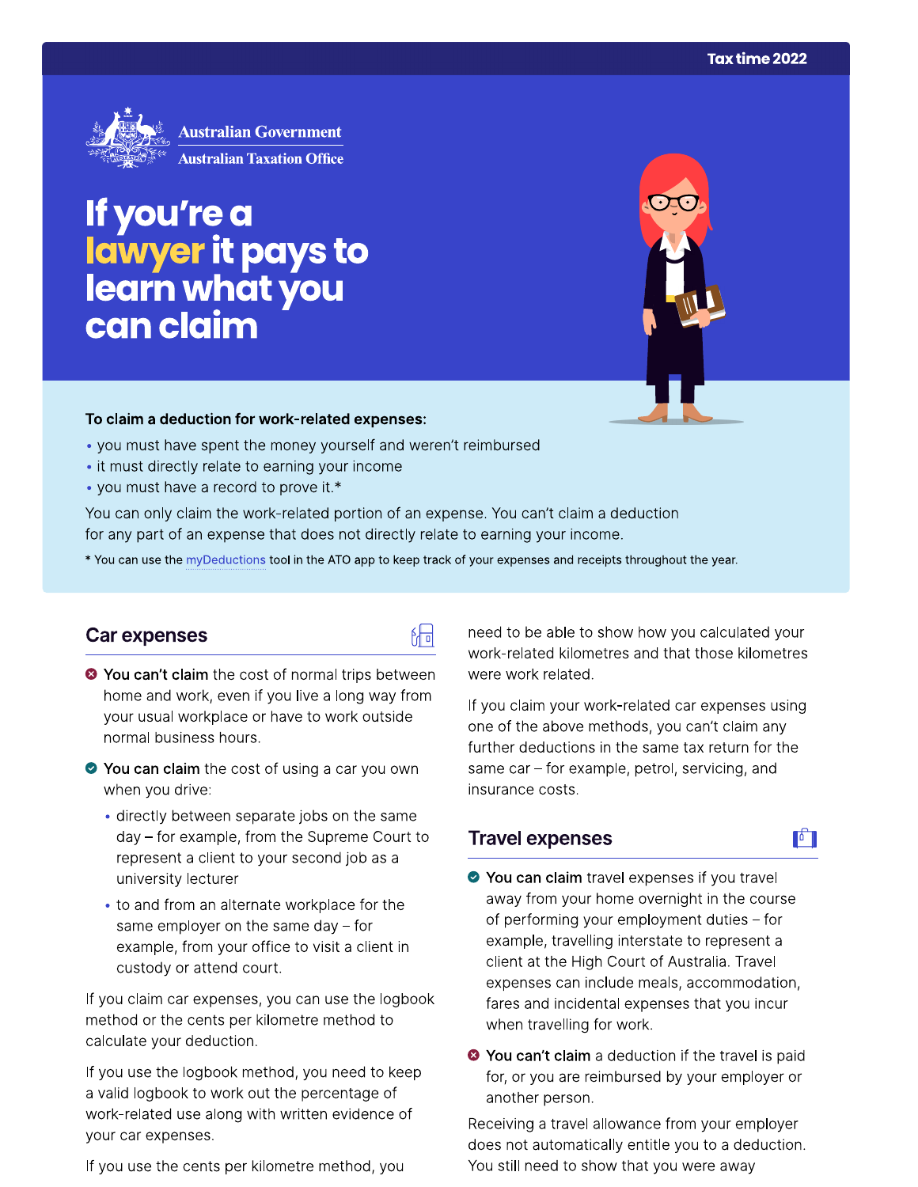Tax time 2022

Australian Government
Australian Taxation Office

# If you're a lawyer it pays to learn what you can claim

**To claim a deduction for work-related expenses:**

- you must have spent the money yourself and weren't reimbursed
- it must directly relate to earning your income
- you must have a record to prove it.*

You can only claim the work-related portion of an expense. You can't claim a deduction for any part of an expense that does not directly relate to earning your income.

* You can use the myDeductions tool in the ATO app to keep track of your expenses and receipts throughout the year.

## Car expenses

- **You can't claim** the cost of normal trips between home and work, even if you live a long way from your usual workplace or have to work outside normal business hours.
- **You can claim** the cost of using a car you own when you drive:
  - directly between separate jobs on the same day – for example, from the Supreme Court to represent a client to your second job as a university lecturer
  - to and from an alternate workplace for the same employer on the same day – for example, from your office to visit a client in custody or attend court.

If you claim car expenses, you can use the logbook method or the cents per kilometre method to calculate your deduction.

If you use the logbook method, you need to keep a valid logbook to work out the percentage of work-related use along with written evidence of your car expenses.

If you use the cents per kilometre method, you need to be able to show how you calculated your work-related kilometres and that those kilometres were work related.

If you claim your work-related car expenses using one of the above methods, you can't claim any further deductions in the same tax return for the same car – for example, petrol, servicing, and insurance costs.

## Travel expenses

- **You can claim** travel expenses if you travel away from your home overnight in the course of performing your employment duties – for example, travelling interstate to represent a client at the High Court of Australia. Travel expenses can include meals, accommodation, fares and incidental expenses that you incur when travelling for work.
- **You can't claim** a deduction if the travel is paid for, or you are reimbursed by your employer or another person.

Receiving a travel allowance from your employer does not automatically entitle you to a deduction. You still need to show that you were away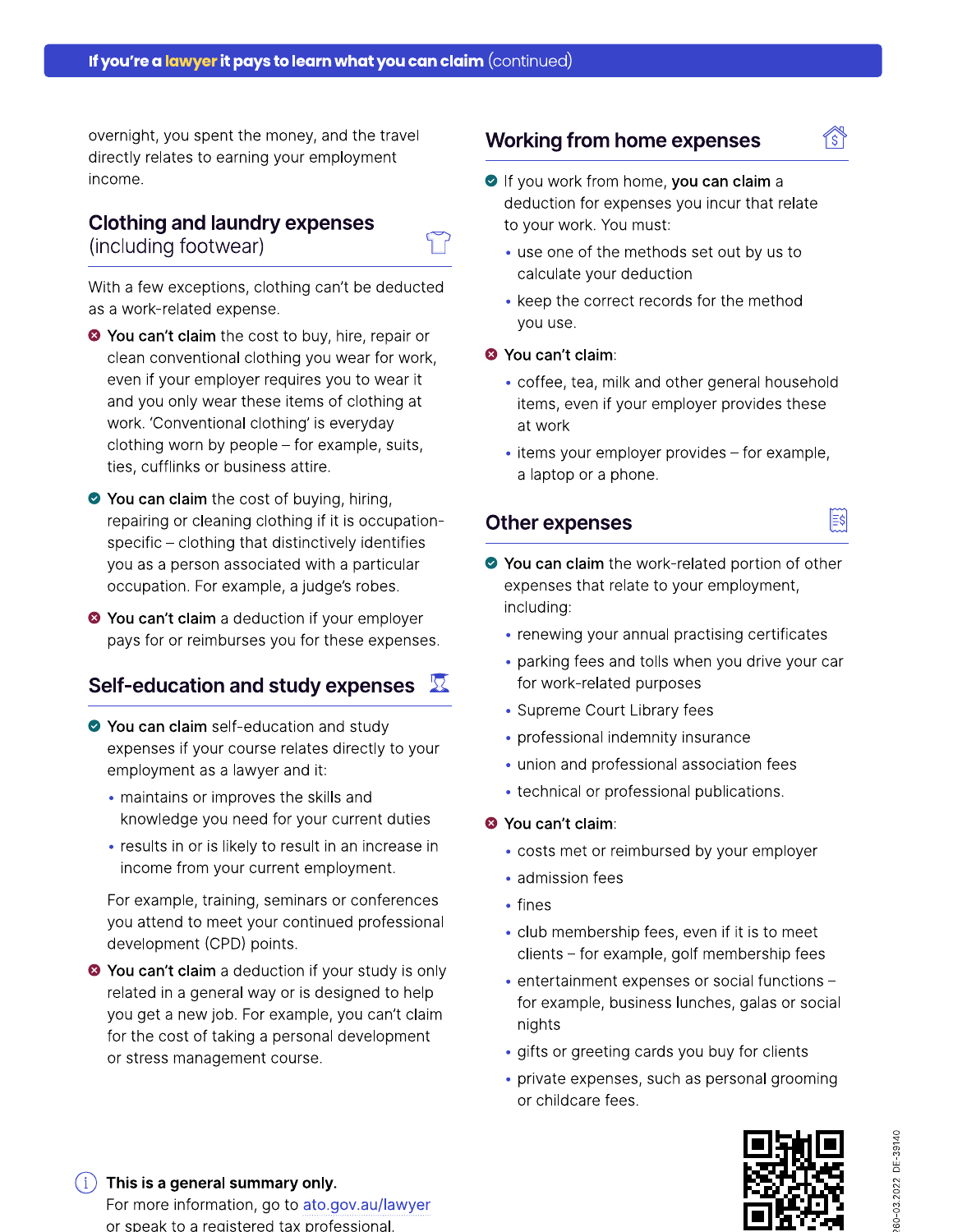overnight, you spent the money, and the travel directly relates to earning your employment income.

## Clothing and laundry expenses (including footwear)

With a few exceptions, clothing can't be deducted as a work-related expense.

- **You can't claim** the cost to buy, hire, repair or clean conventional clothing you wear for work, even if your employer requires you to wear it and you only wear these items of clothing at work. 'Conventional clothing' is everyday clothing worn by people – for example, suits, ties, cufflinks or business attire.
- **You can claim** the cost of buying, hiring, repairing or cleaning clothing if it is occupation-specific – clothing that distinctively identifies you as a person associated with a particular occupation. For example, a judge's robes.
- **You can't claim** a deduction if your employer pays for or reimburses you for these expenses.

## Self-education and study expenses

- **You can claim** self-education and study expenses if your course relates directly to your employment as a lawyer and it:
  - maintains or improves the skills and knowledge you need for your current duties
  - results in or is likely to result in an increase in income from your current employment.

  For example, training, seminars or conferences you attend to meet your continued professional development (CPD) points.
- **You can't claim** a deduction if your study is only related in a general way or is designed to help you get a new job. For example, you can't claim for the cost of taking a personal development or stress management course.

## Working from home expenses

- If you work from home, **you can claim** a deduction for expenses you incur that relate to your work. You must:
  - use one of the methods set out by us to calculate your deduction
  - keep the correct records for the method you use.
- **You can't claim**:
  - coffee, tea, milk and other general household items, even if your employer provides these at work
  - items your employer provides – for example, a laptop or a phone.

## Other expenses

- **You can claim** the work-related portion of other expenses that relate to your employment, including:
  - renewing your annual practising certificates
  - parking fees and tolls when you drive your car for work-related purposes
  - Supreme Court Library fees
  - professional indemnity insurance
  - union and professional association fees
  - technical or professional publications.
- **You can't claim**:
  - costs met or reimbursed by your employer
  - admission fees
  - fines
  - club membership fees, even if it is to meet clients – for example, golf membership fees
  - entertainment expenses or social functions – for example, business lunches, galas or social nights
  - gifts or greeting cards you buy for clients
  - private expenses, such as personal grooming or childcare fees.

**This is a general summary only.**
For more information, go to ato.gov.au/lawyer or speak to a registered tax professional.